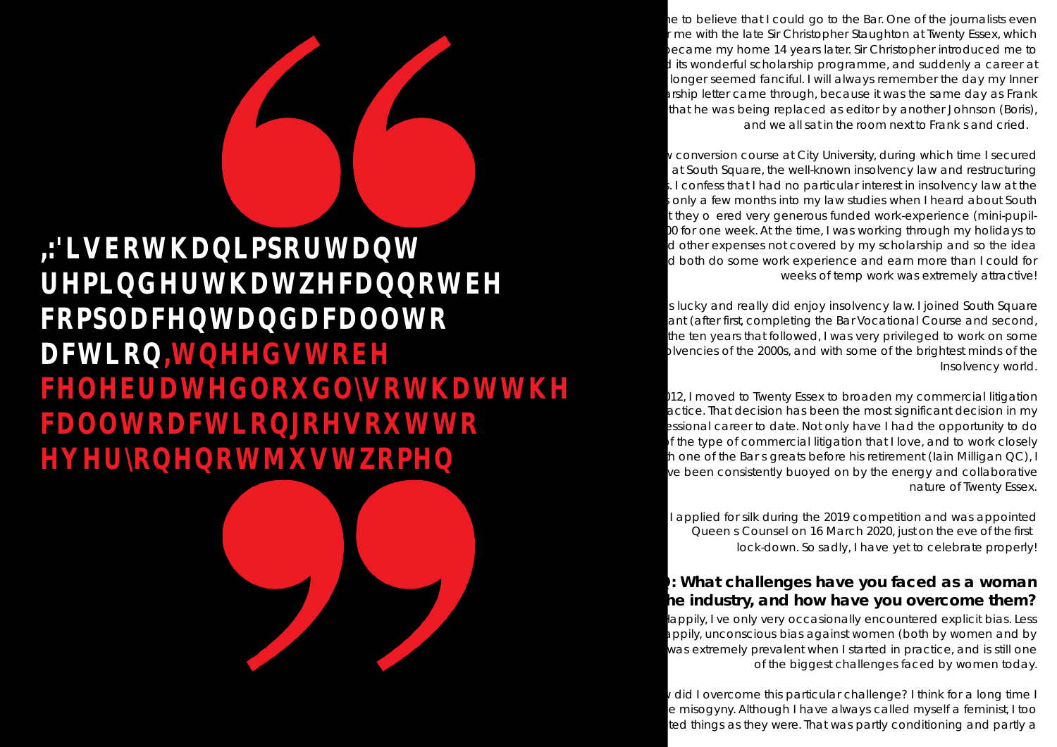> **IWD is both an important reminder that we cannot be complacent and a call to action It needs to be celebrated loudly so that the call to action goes out to everyone not just women**

he to believe that I could go to the Bar. One of the journalists even r me with the late Sir Christopher Staughton at Twenty Essex, which became my home 14 years later. Sir Christopher introduced me to d its wonderful scholarship programme, and suddenly a career at longer seemed fanciful. I will always remember the day my Inner arship letter came through, because it was the same day as Frank that he was being replaced as editor by another Johnson (Boris), and we all sat in the room next to Frank s and cried.

v conversion course at City University, during which time I secured at South Square, the well-known insolvency law and restructuring . I confess that I had no particular interest in insolvency law at the s only a few months into my law studies when I heard about South t they o ered very generous funded work-experience (mini-pupil- 00 for one week. At the time, I was working through my holidays to d other expenses not covered by my scholarship and so the idea d both do some work experience and earn more than I could for weeks of temp work was extremely attractive!

s lucky and really did enjoy insolvency law. I joined South Square ant (after first, completing the Bar Vocational Course and second, the ten years that followed, I was very privileged to work on some olvencies of the 2000s, and with some of the brightest minds of the Insolvency world.

012, I moved to Twenty Essex to broaden my commercial litigation actice. That decision has been the most significant decision in my essional career to date. Not only have I had the opportunity to do f the type of commercial litigation that I love, and to work closely h one of the Bar s greats before his retirement (Iain Milligan QC), I ve been consistently buoyed on by the energy and collaborative nature of Twenty Essex.

I applied for silk during the 2019 competition and was appointed Queen s Counsel on 16 March 2020, just on the eve of the first lock-down. So sadly, I have yet to celebrate properly!

### ): What challenges have you faced as a woman he industry, and how have you overcome them?

Happily, I ve only very occasionally encountered explicit bias. Less appily, unconscious bias against women (both by women and by was extremely prevalent when I started in practice, and is still one of the biggest challenges faced by women today.

v did I overcome this particular challenge? I think for a long time I e misogyny. Although I have always called myself a feminist, I too ted things as they were. That was partly conditioning and partly a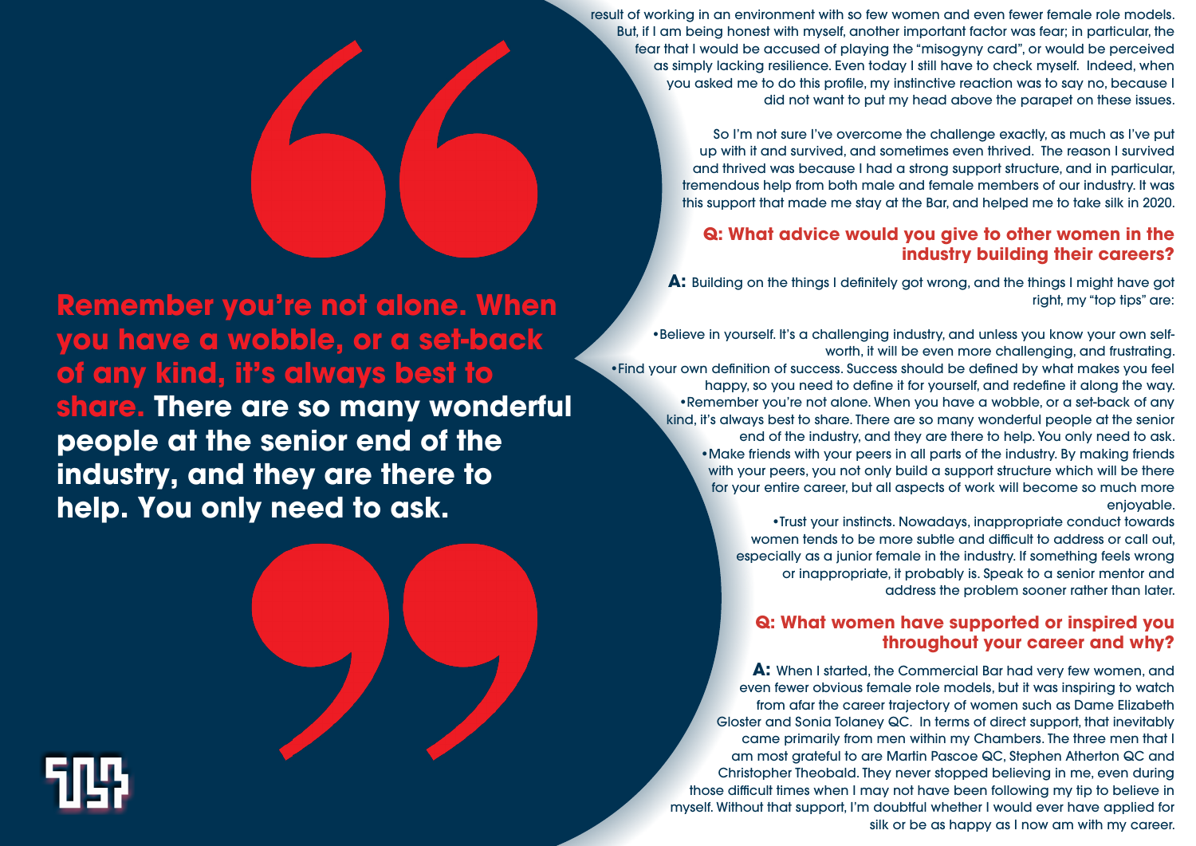> **Remember you're not alone. When you have a wobble, or a set-back of any kind, it's always best to share.** **There are so many wonderful people at the senior end of the industry, and they are there to help. You only need to ask.**

result of working in an environment with so few women and even fewer female role models. But, if I am being honest with myself, another important factor was fear; in particular, the fear that I would be accused of playing the "misogyny card", or would be perceived as simply lacking resilience. Even today I still have to check myself. Indeed, when you asked me to do this profile, my instinctive reaction was to say no, because I did not want to put my head above the parapet on these issues.

So I'm not sure I've overcome the challenge exactly, as much as I've put up with it and survived, and sometimes even thrived. The reason I survived and thrived was because I had a strong support structure, and in particular, tremendous help from both male and female members of our industry. It was this support that made me stay at the Bar, and helped me to take silk in 2020.

### Q: What advice would you give to other women in the industry building their careers?

**A:** Building on the things I definitely got wrong, and the things I might have got right, my "top tips" are:

- Believe in yourself. It's a challenging industry, and unless you know your own self-worth, it will be even more challenging, and frustrating.
- Find your own definition of success. Success should be defined by what makes you feel happy, so you need to define it for yourself, and redefine it along the way.
- Remember you're not alone. When you have a wobble, or a set-back of any kind, it's always best to share. There are so many wonderful people at the senior end of the industry, and they are there to help. You only need to ask.
- Make friends with your peers in all parts of the industry. By making friends with your peers, you not only build a support structure which will be there for your entire career, but all aspects of work will become so much more enjoyable.
- Trust your instincts. Nowadays, inappropriate conduct towards women tends to be more subtle and difficult to address or call out, especially as a junior female in the industry. If something feels wrong or inappropriate, it probably is. Speak to a senior mentor and address the problem sooner rather than later.

### Q: What women have supported or inspired you throughout your career and why?

**A:** When I started, the Commercial Bar had very few women, and even fewer obvious female role models, but it was inspiring to watch from afar the career trajectory of women such as Dame Elizabeth Gloster and Sonia Tolaney QC. In terms of direct support, that inevitably came primarily from men within my Chambers. The three men that I am most grateful to are Martin Pascoe QC, Stephen Atherton QC and Christopher Theobald. They never stopped believing in me, even during those difficult times when I may not have been following my tip to believe in myself. Without that support, I'm doubtful whether I would ever have applied for silk or be as happy as I now am with my career.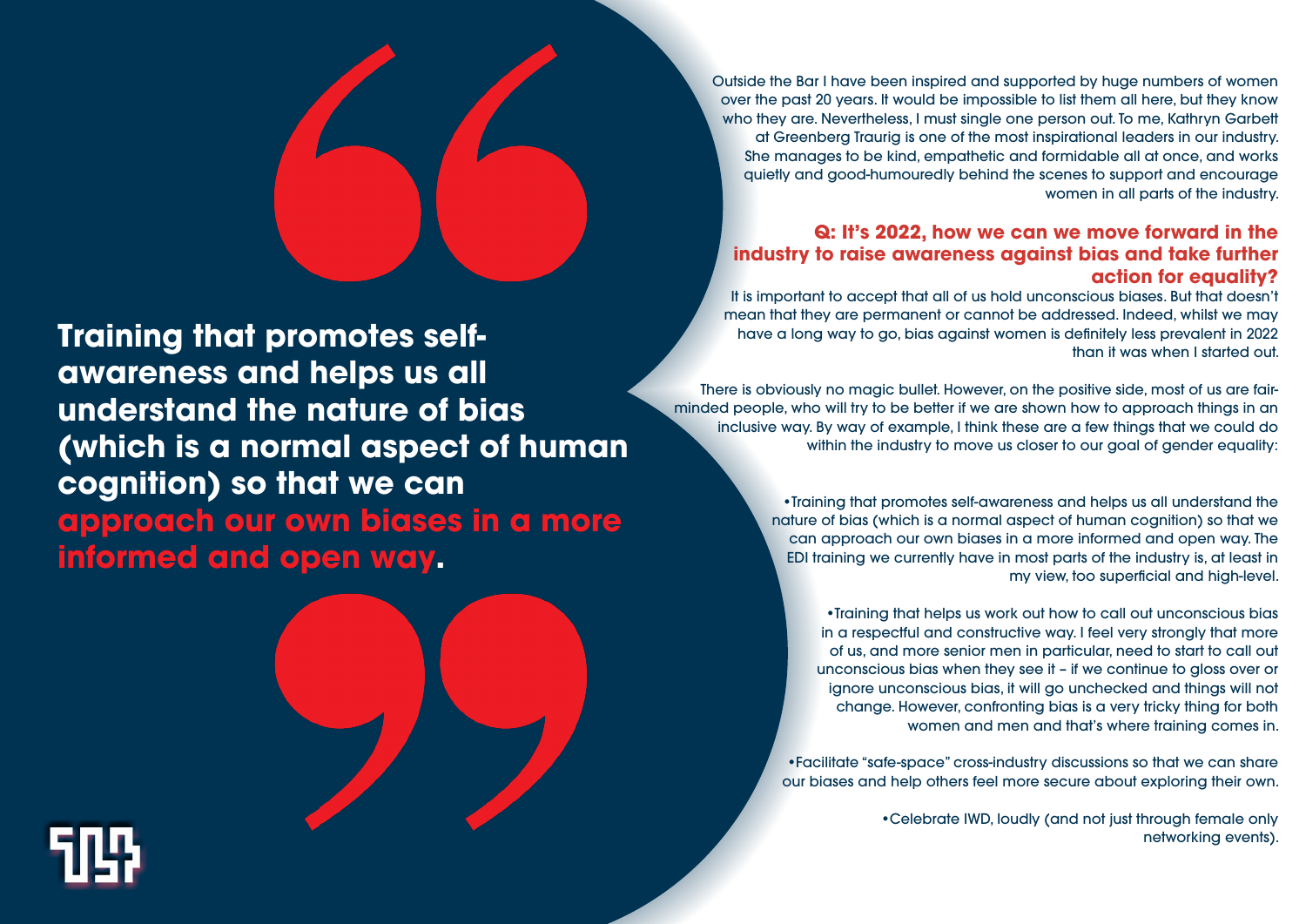> **Training that promotes self-awareness and helps us all understand the nature of bias (which is a normal aspect of human cognition) so that we can approach our own biases in a more informed and open way.**

Outside the Bar I have been inspired and supported by huge numbers of women over the past 20 years. It would be impossible to list them all here, but they know who they are. Nevertheless, I must single one person out. To me, Kathryn Garbett at Greenberg Traurig is one of the most inspirational leaders in our industry. She manages to be kind, empathetic and formidable all at once, and works quietly and good-humouredly behind the scenes to support and encourage women in all parts of the industry.

**Q: It's 2022, how we can we move forward in the industry to raise awareness against bias and take further action for equality?**

It is important to accept that all of us hold unconscious biases. But that doesn't mean that they are permanent or cannot be addressed. Indeed, whilst we may have a long way to go, bias against women is definitely less prevalent in 2022 than it was when I started out.

There is obviously no magic bullet. However, on the positive side, most of us are fair-minded people, who will try to be better if we are shown how to approach things in an inclusive way. By way of example, I think these are a few things that we could do within the industry to move us closer to our goal of gender equality:

- Training that promotes self-awareness and helps us all understand the nature of bias (which is a normal aspect of human cognition) so that we can approach our own biases in a more informed and open way. The EDI training we currently have in most parts of the industry is, at least in my view, too superficial and high-level.
- Training that helps us work out how to call out unconscious bias in a respectful and constructive way. I feel very strongly that more of us, and more senior men in particular, need to start to call out unconscious bias when they see it – if we continue to gloss over or ignore unconscious bias, it will go unchecked and things will not change. However, confronting bias is a very tricky thing for both women and men and that's where training comes in.
- Facilitate "safe-space" cross-industry discussions so that we can share our biases and help others feel more secure about exploring their own.
- Celebrate IWD, loudly (and not just through female only networking events).